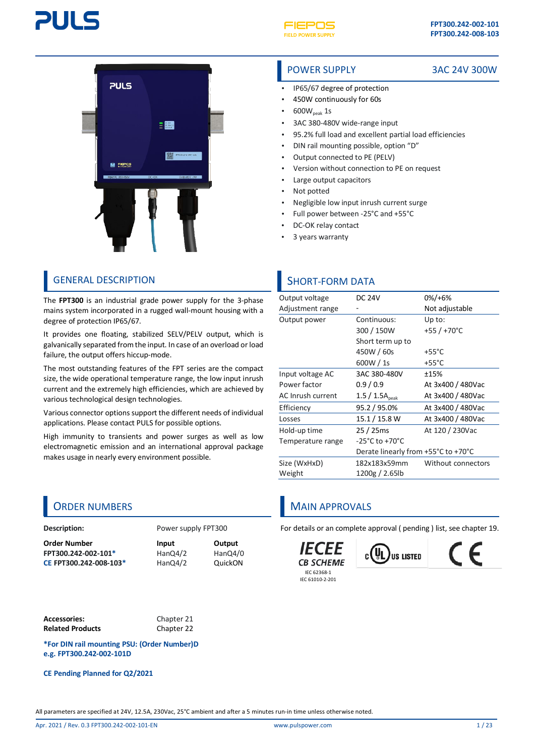FPT300.242-002-101
FPT300.242-008-103

## POWER SUPPLY — 3AC 24V 300W

- IP65/67 degree of protection
- 450W continuously for 60s
- 600W$_{peak}$ 1s
- 3AC 380-480V wide-range input
- 95.2% full load and excellent partial load efficiencies
- DIN rail mounting possible, option "D"
- Output connected to PE (PELV)
- Version without connection to PE on request
- Large output capacitors
- Not potted
- Negligible low input inrush current surge
- Full power between -25°C and +55°C
- DC-OK relay contact
- 3 years warranty

## GENERAL DESCRIPTION

The **FPT300** is an industrial grade power supply for the 3-phase mains system incorporated in a rugged wall-mount housing with a degree of protection IP65/67.

It provides one floating, stabilized SELV/PELV output, which is galvanically separated from the input. In case of an overload or load failure, the output offers hiccup-mode.

The most outstanding features of the FPT series are the compact size, the wide operational temperature range, the low input inrush current and the extremely high efficiencies, which are achieved by various technological design technologies.

Various connector options support the different needs of individual applications. Please contact PULS for possible options.

High immunity to transients and power surges as well as low electromagnetic emission and an international approval package makes usage in nearly every environment possible.

## SHORT-FORM DATA

| | | |
|---|---|---|
| Output voltage | DC 24V | 0%/+6% |
| Adjustment range | - | Not adjustable |
| Output power | Continuous: | Up to: |
| | 300 / 150W | +55 / +70°C |
| | Short term up to | |
| | 450W / 60s | +55°C |
| | 600W / 1s | +55°C |
| Input voltage AC | 3AC 380-480V | ±15% |
| Power factor | 0.9 / 0.9 | At 3x400 / 480Vac |
| AC Inrush current | 1.5 / 1.5A$_{peak}$ | At 3x400 / 480Vac |
| Efficiency | 95.2 / 95.0% | At 3x400 / 480Vac |
| Losses | 15.1 / 15.8 W | At 3x400 / 480Vac |
| Hold-up time | 25 / 25ms | At 120 / 230Vac |
| Temperature range | -25°C to +70°C | |
| | Derate linearly from +55°C to +70°C | |
| Size (WxHxD) | 182x183x59mm | Without connectors |
| Weight | 1200g / 2.65lb | |

## ORDER NUMBERS

**Description:** Power supply FPT300

| Order Number | Input | Output |
|---|---|---|
| FPT300.242-002-101* | HanQ4/2 | HanQ4/0 |
| CE FPT300.242-008-103* | HanQ4/2 | QuickON |

**Accessories:** Chapter 21
**Related Products** Chapter 22

**\*For DIN rail mounting PSU: (Order Number)D**
**e.g. FPT300.242-002-101D**

**CE Pending Planned for Q2/2021**

## MAIN APPROVALS

For details or an complete approval ( pending ) list, see chapter 19.

IECEE CB SCHEME
IEC 62368-1
IEC 61010-2-201

cULus LISTED

CE

All parameters are specified at 24V, 12.5A, 230Vac, 25°C ambient and after a 5 minutes run-in time unless otherwise noted.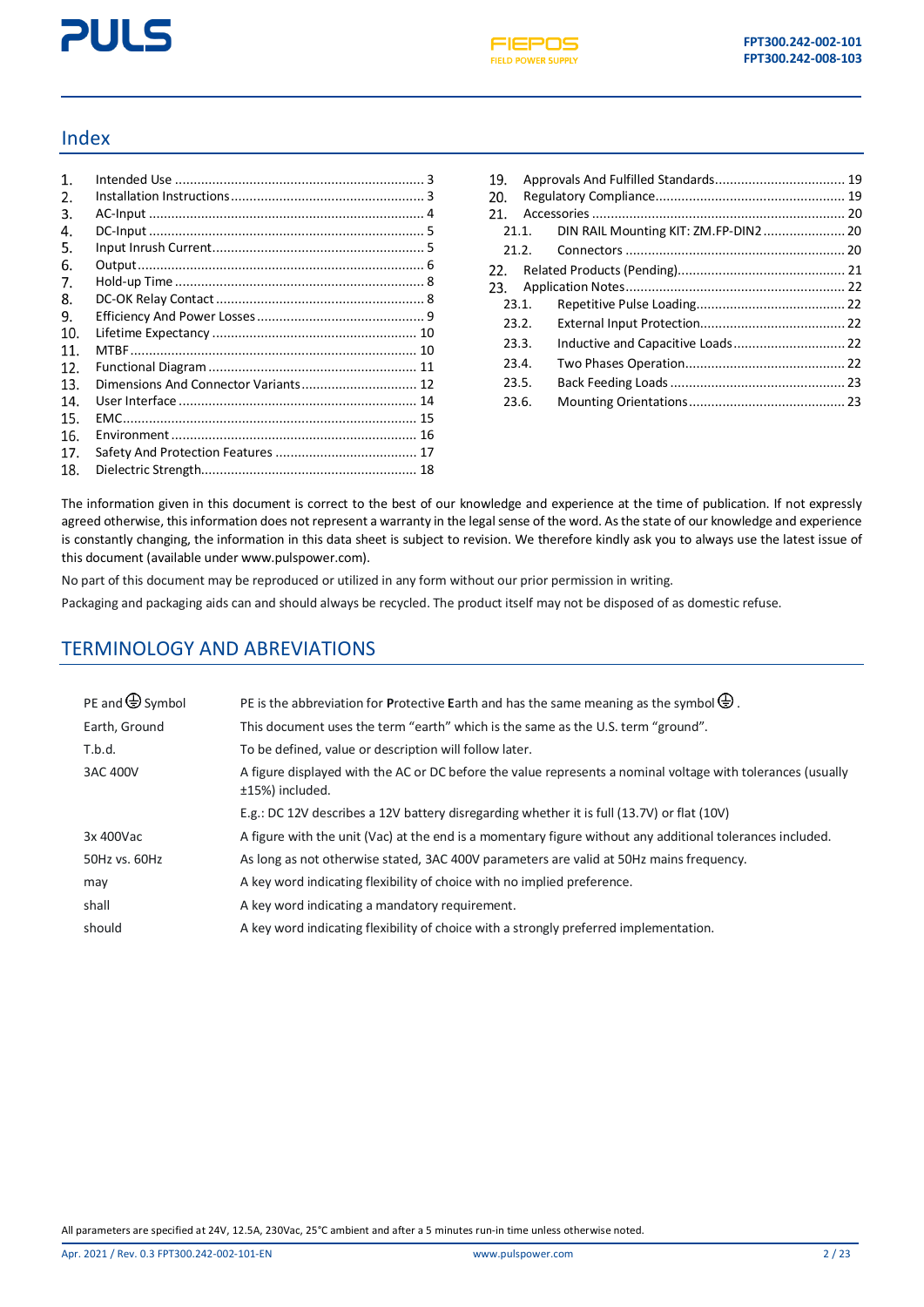## Index

1. Intended Use ... 3
2. Installation Instructions ... 3
3. AC-Input ... 4
4. DC-Input ... 5
5. Input Inrush Current ... 5
6. Output ... 6
7. Hold-up Time ... 8
8. DC-OK Relay Contact ... 8
9. Efficiency And Power Losses ... 9
10. Lifetime Expectancy ... 10
11. MTBF ... 10
12. Functional Diagram ... 11
13. Dimensions And Connector Variants ... 12
14. User Interface ... 14
15. EMC ... 15
16. Environment ... 16
17. Safety And Protection Features ... 17
18. Dielectric Strength ... 18
19. Approvals And Fulfilled Standards ... 19
20. Regulatory Compliance ... 19
21. Accessories ... 20
    - 21.1. DIN RAIL Mounting KIT: ZM.FP-DIN2 ... 20
    - 21.2. Connectors ... 20
22. Related Products (Pending) ... 21
23. Application Notes ... 22
    - 23.1. Repetitive Pulse Loading ... 22
    - 23.2. External Input Protection ... 22
    - 23.3. Inductive and Capacitive Loads ... 22
    - 23.4. Two Phases Operation ... 22
    - 23.5. Back Feeding Loads ... 23
    - 23.6. Mounting Orientations ... 23

The information given in this document is correct to the best of our knowledge and experience at the time of publication. If not expressly agreed otherwise, this information does not represent a warranty in the legal sense of the word. As the state of our knowledge and experience is constantly changing, the information in this data sheet is subject to revision. We therefore kindly ask you to always use the latest issue of this document (available under www.pulspower.com).

No part of this document may be reproduced or utilized in any form without our prior permission in writing.

Packaging and packaging aids can and should always be recycled. The product itself may not be disposed of as domestic refuse.

## TERMINOLOGY AND ABREVIATIONS

| | |
|---|---|
| PE and ⏚ Symbol | PE is the abbreviation for **P**rotective **E**arth and has the same meaning as the symbol ⏚. |
| Earth, Ground | This document uses the term "earth" which is the same as the U.S. term "ground". |
| T.b.d. | To be defined, value or description will follow later. |
| 3AC 400V | A figure displayed with the AC or DC before the value represents a nominal voltage with tolerances (usually ±15%) included. |
| | E.g.: DC 12V describes a 12V battery disregarding whether it is full (13.7V) or flat (10V) |
| 3x 400Vac | A figure with the unit (Vac) at the end is a momentary figure without any additional tolerances included. |
| 50Hz vs. 60Hz | As long as not otherwise stated, 3AC 400V parameters are valid at 50Hz mains frequency. |
| may | A key word indicating flexibility of choice with no implied preference. |
| shall | A key word indicating a mandatory requirement. |
| should | A key word indicating flexibility of choice with a strongly preferred implementation. |

All parameters are specified at 24V, 12.5A, 230Vac, 25°C ambient and after a 5 minutes run-in time unless otherwise noted.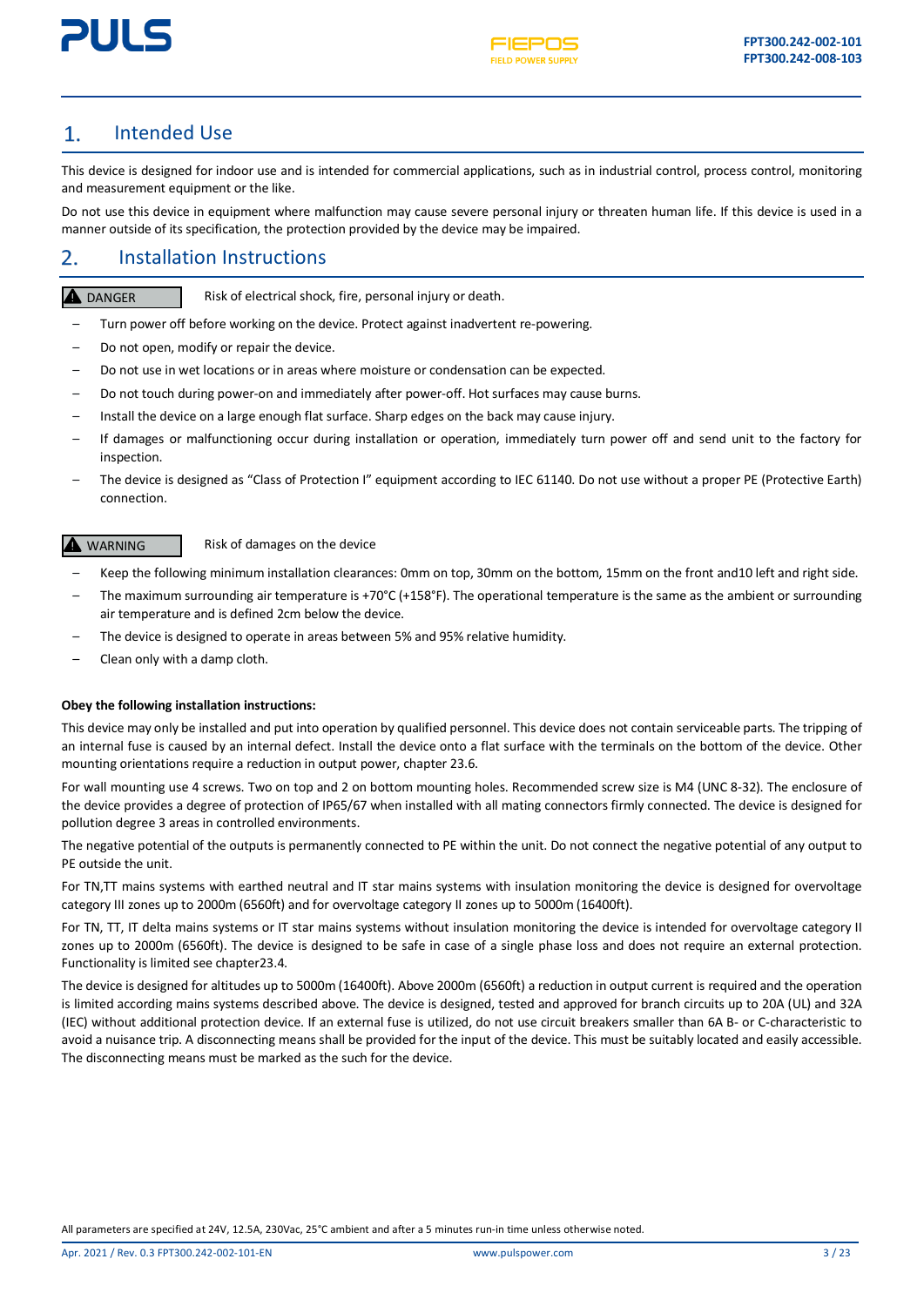# 1. Intended Use

This device is designed for indoor use and is intended for commercial applications, such as in industrial control, process control, monitoring and measurement equipment or the like.

Do not use this device in equipment where malfunction may cause severe personal injury or threaten human life. If this device is used in a manner outside of its specification, the protection provided by the device may be impaired.

# 2. Installation Instructions

**DANGER** Risk of electrical shock, fire, personal injury or death.

- Turn power off before working on the device. Protect against inadvertent re-powering.
- Do not open, modify or repair the device.
- Do not use in wet locations or in areas where moisture or condensation can be expected.
- Do not touch during power-on and immediately after power-off. Hot surfaces may cause burns.
- Install the device on a large enough flat surface. Sharp edges on the back may cause injury.
- If damages or malfunctioning occur during installation or operation, immediately turn power off and send unit to the factory for inspection.
- The device is designed as "Class of Protection I" equipment according to IEC 61140. Do not use without a proper PE (Protective Earth) connection.

**WARNING** Risk of damages on the device

- Keep the following minimum installation clearances: 0mm on top, 30mm on the bottom, 15mm on the front and10 left and right side.
- The maximum surrounding air temperature is +70°C (+158°F). The operational temperature is the same as the ambient or surrounding air temperature and is defined 2cm below the device.
- The device is designed to operate in areas between 5% and 95% relative humidity.
- Clean only with a damp cloth.

**Obey the following installation instructions:**

This device may only be installed and put into operation by qualified personnel. This device does not contain serviceable parts. The tripping of an internal fuse is caused by an internal defect. Install the device onto a flat surface with the terminals on the bottom of the device. Other mounting orientations require a reduction in output power, chapter 23.6.

For wall mounting use 4 screws. Two on top and 2 on bottom mounting holes. Recommended screw size is M4 (UNC 8-32). The enclosure of the device provides a degree of protection of IP65/67 when installed with all mating connectors firmly connected. The device is designed for pollution degree 3 areas in controlled environments.

The negative potential of the outputs is permanently connected to PE within the unit. Do not connect the negative potential of any output to PE outside the unit.

For TN,TT mains systems with earthed neutral and IT star mains systems with insulation monitoring the device is designed for overvoltage category III zones up to 2000m (6560ft) and for overvoltage category II zones up to 5000m (16400ft).

For TN, TT, IT delta mains systems or IT star mains systems without insulation monitoring the device is intended for overvoltage category II zones up to 2000m (6560ft). The device is designed to be safe in case of a single phase loss and does not require an external protection. Functionality is limited see chapter23.4.

The device is designed for altitudes up to 5000m (16400ft). Above 2000m (6560ft) a reduction in output current is required and the operation is limited according mains systems described above. The device is designed, tested and approved for branch circuits up to 20A (UL) and 32A (IEC) without additional protection device. If an external fuse is utilized, do not use circuit breakers smaller than 6A B- or C-characteristic to avoid a nuisance trip. A disconnecting means shall be provided for the input of the device. This must be suitably located and easily accessible. The disconnecting means must be marked as the such for the device.

All parameters are specified at 24V, 12.5A, 230Vac, 25°C ambient and after a 5 minutes run-in time unless otherwise noted.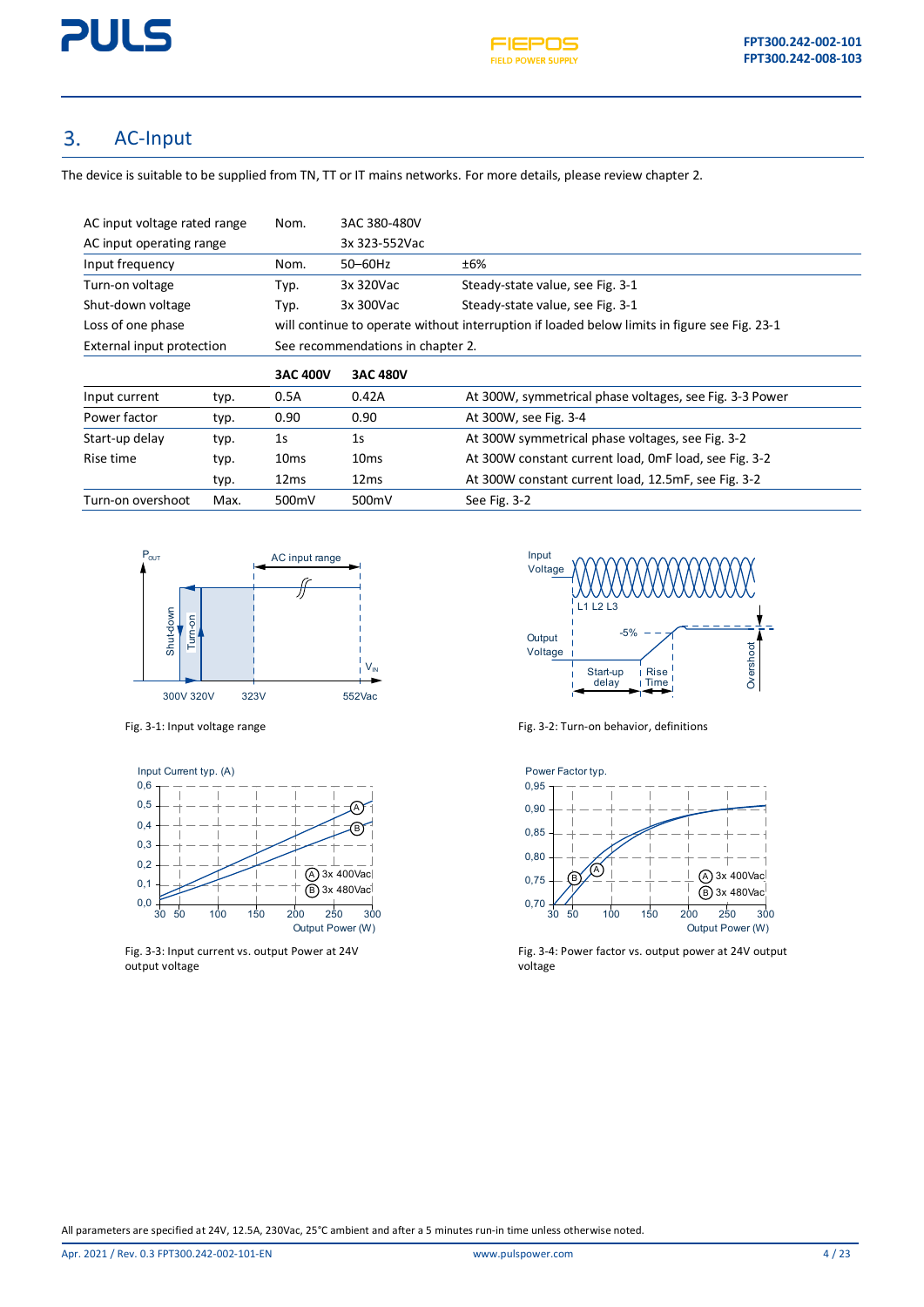## 3. AC-Input

The device is suitable to be supplied from TN, TT or IT mains networks. For more details, please review chapter 2.

| | | | |
|---|---|---|---|
| AC input voltage rated range | Nom. | 3AC 380-480V | |
| AC input operating range | | 3x 323-552Vac | |
| Input frequency | Nom. | 50–60Hz | ±6% |
| Turn-on voltage | Typ. | 3x 320Vac | Steady-state value, see Fig. 3-1 |
| Shut-down voltage | Typ. | 3x 300Vac | Steady-state value, see Fig. 3-1 |
| Loss of one phase | will continue to operate without interruption if loaded below limits in figure see Fig. 23-1 | | |
| External input protection | See recommendations in chapter 2. | | |

| | | **3AC 400V** | **3AC 480V** | |
|---|---|---|---|---|
| Input current | typ. | 0.5A | 0.42A | At 300W, symmetrical phase voltages, see Fig. 3-3 Power |
| Power factor | typ. | 0.90 | 0.90 | At 300W, see Fig. 3-4 |
| Start-up delay | typ. | 1s | 1s | At 300W symmetrical phase voltages, see Fig. 3-2 |
| Rise time | typ. | 10ms | 10ms | At 300W constant current load, 0mF load, see Fig. 3-2 |
| | typ. | 12ms | 12ms | At 300W constant current load, 12.5mF, see Fig. 3-2 |
| Turn-on overshoot | Max. | 500mV | 500mV | See Fig. 3-2 |

Fig. 3-1: Input voltage range

Fig. 3-2: Turn-on behavior, definitions

Fig. 3-3: Input current vs. output Power at 24V output voltage

Fig. 3-4: Power factor vs. output power at 24V output voltage

All parameters are specified at 24V, 12.5A, 230Vac, 25°C ambient and after a 5 minutes run-in time unless otherwise noted.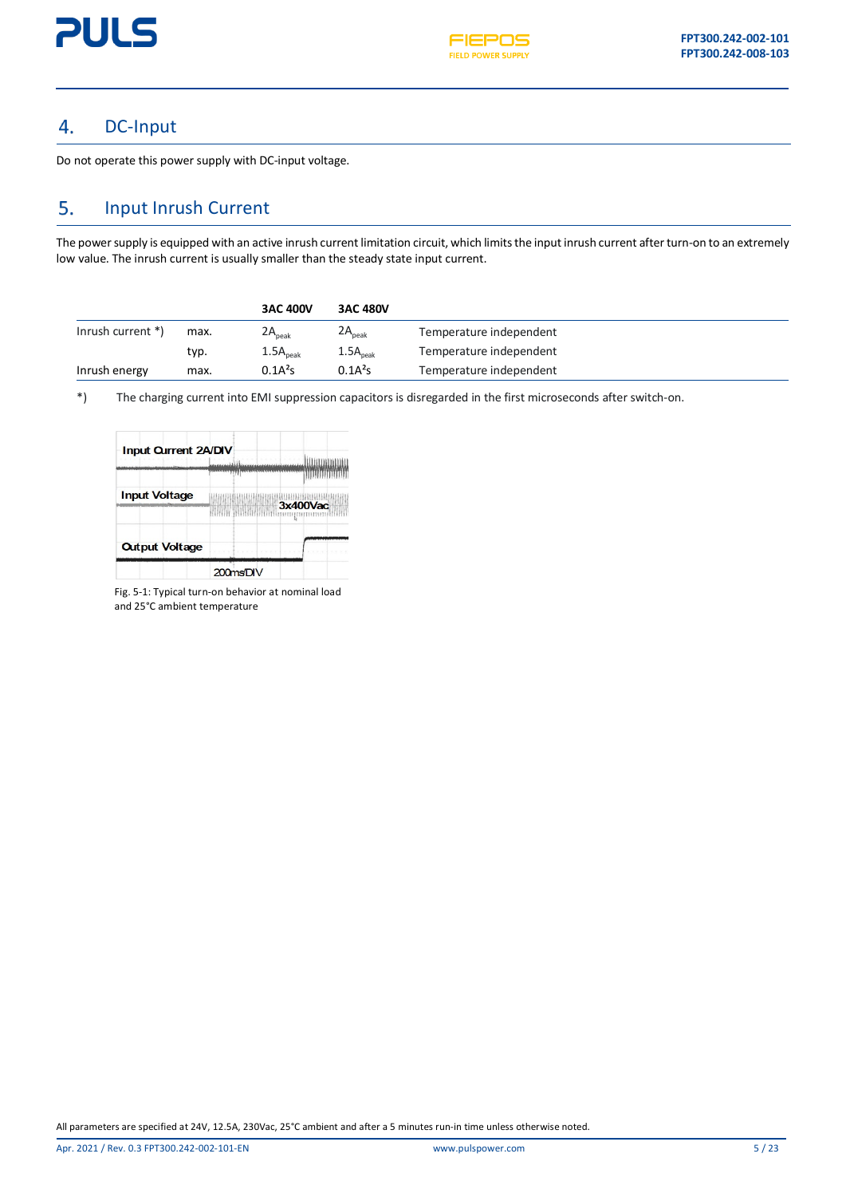## 4. DC-Input

Do not operate this power supply with DC-input voltage.

## 5. Input Inrush Current

The power supply is equipped with an active inrush current limitation circuit, which limits the input inrush current after turn-on to an extremely low value. The inrush current is usually smaller than the steady state input current.

| | | 3AC 400V | 3AC 480V | |
|---|---|---|---|---|
| Inrush current *) | max. | $2A_{peak}$ | $2A_{peak}$ | Temperature independent |
| | typ. | $1.5A_{peak}$ | $1.5A_{peak}$ | Temperature independent |
| Inrush energy | max. | $0.1A^2s$ | $0.1A^2s$ | Temperature independent |

*) The charging current into EMI suppression capacitors is disregarded in the first microseconds after switch-on.

Fig. 5-1: Typical turn-on behavior at nominal load and 25°C ambient temperature

All parameters are specified at 24V, 12.5A, 230Vac, 25°C ambient and after a 5 minutes run-in time unless otherwise noted.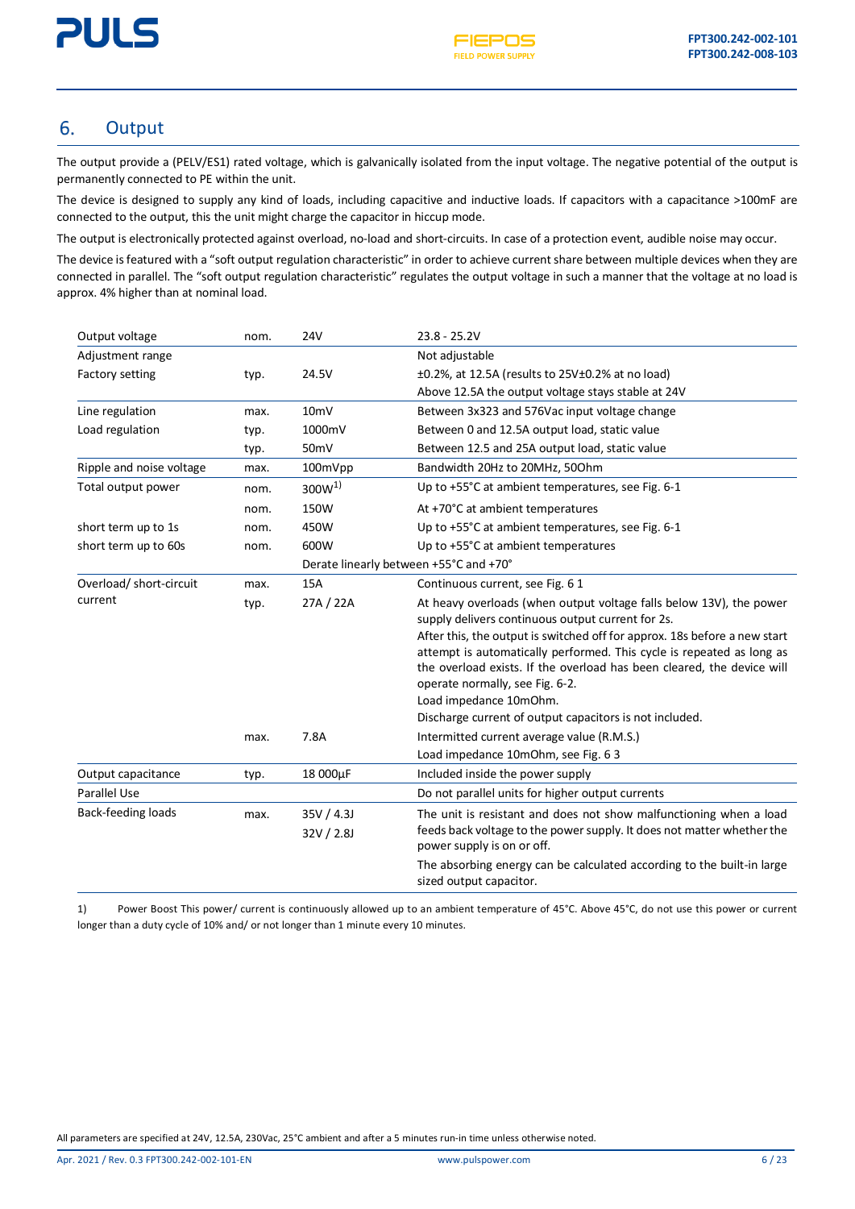## 6. Output

The output provide a (PELV/ES1) rated voltage, which is galvanically isolated from the input voltage. The negative potential of the output is permanently connected to PE within the unit.

The device is designed to supply any kind of loads, including capacitive and inductive loads. If capacitors with a capacitance >100mF are connected to the output, this the unit might charge the capacitor in hiccup mode.

The output is electronically protected against overload, no-load and short-circuits. In case of a protection event, audible noise may occur.

The device is featured with a "soft output regulation characteristic" in order to achieve current share between multiple devices when they are connected in parallel. The "soft output regulation characteristic" regulates the output voltage in such a manner that the voltage at no load is approx. 4% higher than at nominal load.

| | | | |
|---|---|---|---|
| Output voltage | nom. | 24V | 23.8 - 25.2V |
| Adjustment range | | | Not adjustable |
| Factory setting | typ. | 24.5V | ±0.2%, at 12.5A (results to 25V±0.2% at no load) |
| | | | Above 12.5A the output voltage stays stable at 24V |
| Line regulation | max. | 10mV | Between 3x323 and 576Vac input voltage change |
| Load regulation | typ. | 1000mV | Between 0 and 12.5A output load, static value |
| | typ. | 50mV | Between 12.5 and 25A output load, static value |
| Ripple and noise voltage | max. | 100mVpp | Bandwidth 20Hz to 20MHz, 50Ohm |
| Total output power | nom. | 300W[1)] | Up to +55°C at ambient temperatures, see Fig. 6-1 |
| | nom. | 150W | At +70°C at ambient temperatures |
| short term up to 1s | nom. | 450W | Up to +55°C at ambient temperatures, see Fig. 6-1 |
| short term up to 60s | nom. | 600W | Up to +55°C at ambient temperatures |
| | | Derate linearly between +55°C and +70° | |
| Overload/ short-circuit current | max. | 15A | Continuous current, see Fig. 6 1 |
| | typ. | 27A / 22A | At heavy overloads (when output voltage falls below 13V), the power supply delivers continuous output current for 2s.<br>After this, the output is switched off for approx. 18s before a new start attempt is automatically performed. This cycle is repeated as long as the overload exists. If the overload has been cleared, the device will operate normally, see Fig. 6-2.<br>Load impedance 10mOhm.<br>Discharge current of output capacitors is not included. |
| | max. | 7.8A | Intermitted current average value (R.M.S.) |
| | | | Load impedance 10mOhm, see Fig. 6 3 |
| Output capacitance | typ. | 18 000µF | Included inside the power supply |
| Parallel Use | | | Do not parallel units for higher output currents |
| Back-feeding loads | max. | 35V / 4.3J<br>32V / 2.8J | The unit is resistant and does not show malfunctioning when a load feeds back voltage to the power supply. It does not matter whether the power supply is on or off.<br>The absorbing energy can be calculated according to the built-in large sized output capacitor. |

1) Power Boost This power/ current is continuously allowed up to an ambient temperature of 45°C. Above 45°C, do not use this power or current longer than a duty cycle of 10% and/ or not longer than 1 minute every 10 minutes.

All parameters are specified at 24V, 12.5A, 230Vac, 25°C ambient and after a 5 minutes run-in time unless otherwise noted.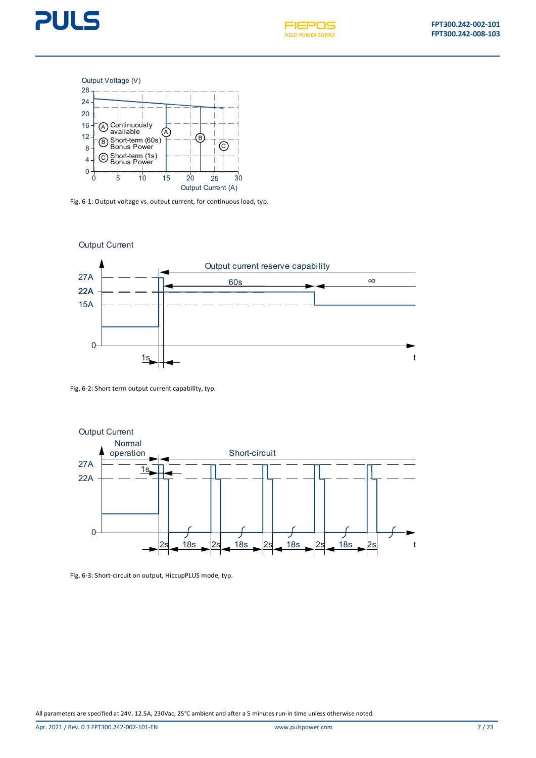Fig. 6-1: Output voltage vs. output current, for continuous load, typ.

Fig. 6-2: Short term output current capability, typ.

Fig. 6-3: Short-circuit on output, HiccupPLUS mode, typ.

All parameters are specified at 24V, 12.5A, 230Vac, 25°C ambient and after a 5 minutes run-in time unless otherwise noted.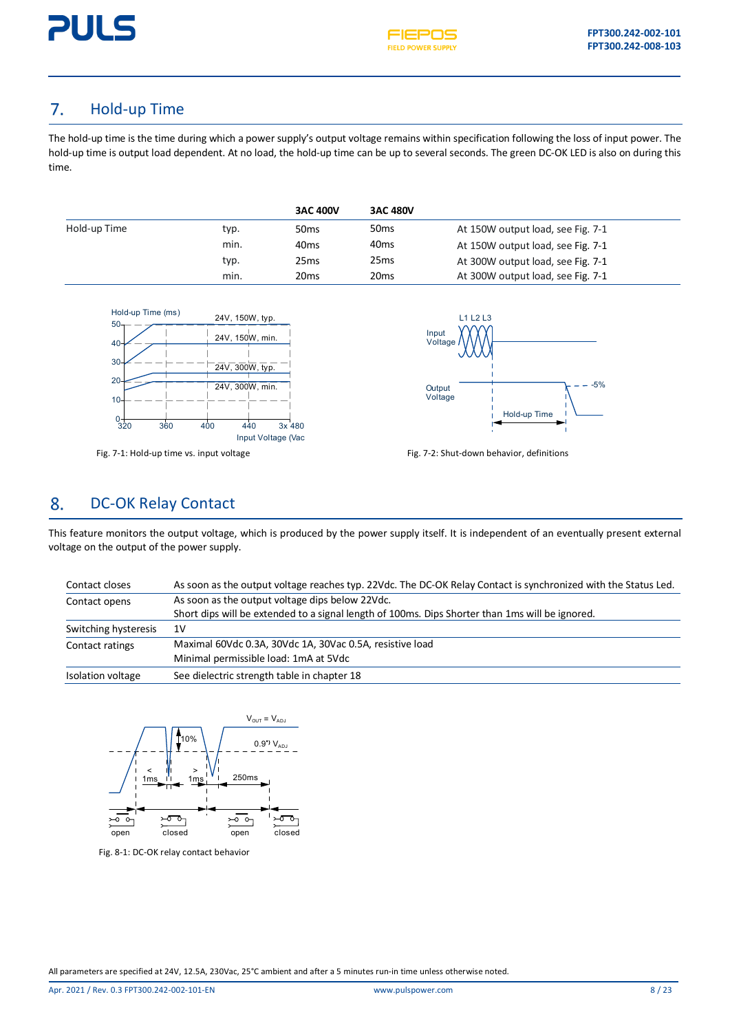## 7. Hold-up Time

The hold-up time is the time during which a power supply's output voltage remains within specification following the loss of input power. The hold-up time is output load dependent. At no load, the hold-up time can be up to several seconds. The green DC-OK LED is also on during this time.

| | | 3AC 400V | 3AC 480V | |
|---|---|---|---|---|
| Hold-up Time | typ. | 50ms | 50ms | At 150W output load, see Fig. 7-1 |
| | min. | 40ms | 40ms | At 150W output load, see Fig. 7-1 |
| | typ. | 25ms | 25ms | At 300W output load, see Fig. 7-1 |
| | min. | 20ms | 20ms | At 300W output load, see Fig. 7-1 |

Fig. 7-1: Hold-up time vs. input voltage

Fig. 7-2: Shut-down behavior, definitions

## 8. DC-OK Relay Contact

This feature monitors the output voltage, which is produced by the power supply itself. It is independent of an eventually present external voltage on the output of the power supply.

| | |
|---|---|
| Contact closes | As soon as the output voltage reaches typ. 22Vdc. The DC-OK Relay Contact is synchronized with the Status Led. |
| Contact opens | As soon as the output voltage dips below 22Vdc.<br>Short dips will be extended to a signal length of 100ms. Dips Shorter than 1ms will be ignored. |
| Switching hysteresis | 1V |
| Contact ratings | Maximal 60Vdc 0.3A, 30Vdc 1A, 30Vac 0.5A, resistive load<br>Minimal permissible load: 1mA at 5Vdc |
| Isolation voltage | See dielectric strength table in chapter 18 |

Fig. 8-1: DC-OK relay contact behavior

All parameters are specified at 24V, 12.5A, 230Vac, 25°C ambient and after a 5 minutes run-in time unless otherwise noted.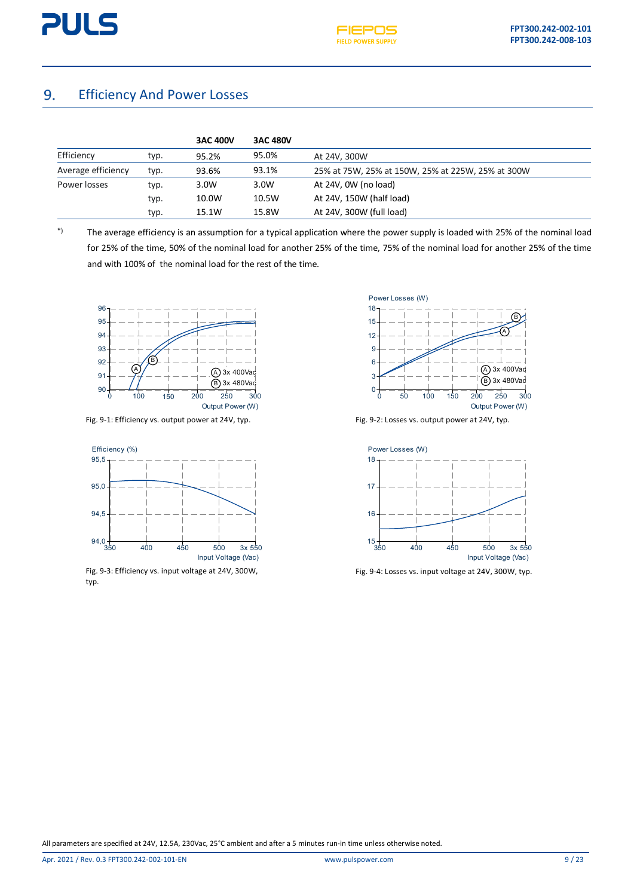## 9. Efficiency And Power Losses

| | | 3AC 400V | 3AC 480V | |
|---|---|---|---|---|
| Efficiency | typ. | 95.2% | 95.0% | At 24V, 300W |
| Average efficiency | typ. | 93.6% | 93.1% | 25% at 75W, 25% at 150W, 25% at 225W, 25% at 300W |
| Power losses | typ. | 3.0W | 3.0W | At 24V, 0W (no load) |
| | typ. | 10.0W | 10.5W | At 24V, 150W (half load) |
| | typ. | 15.1W | 15.8W | At 24V, 300W (full load) |

*) The average efficiency is an assumption for a typical application where the power supply is loaded with 25% of the nominal load for 25% of the time, 50% of the nominal load for another 25% of the time, 75% of the nominal load for another 25% of the time and with 100% of the nominal load for the rest of the time.

Fig. 9-1: Efficiency vs. output power at 24V, typ.

Fig. 9-2: Losses vs. output power at 24V, typ.

Fig. 9-3: Efficiency vs. input voltage at 24V, 300W, typ.

Fig. 9-4: Losses vs. input voltage at 24V, 300W, typ.

All parameters are specified at 24V, 12.5A, 230Vac, 25°C ambient and after a 5 minutes run-in time unless otherwise noted.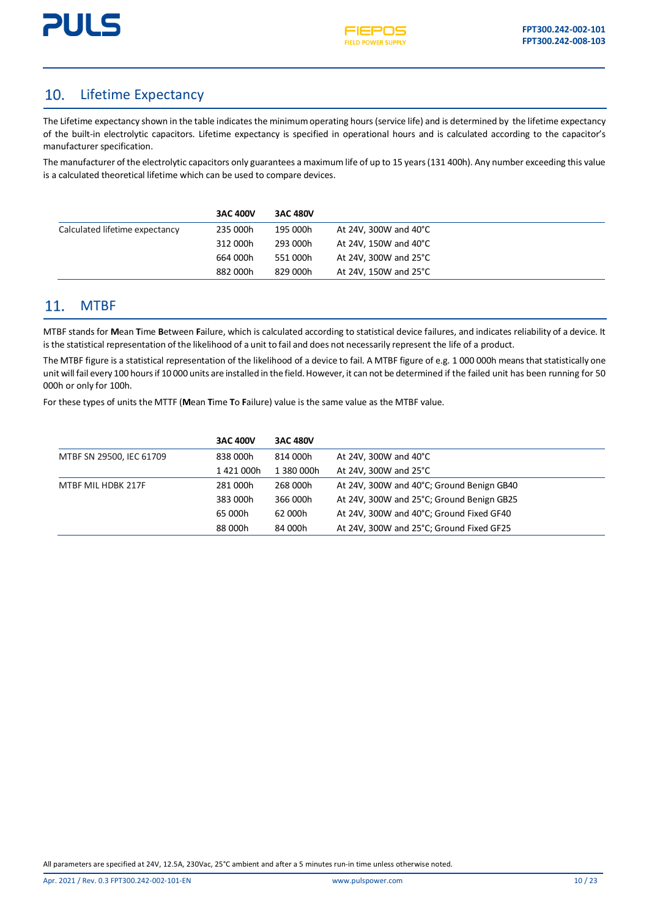## 10. Lifetime Expectancy

The Lifetime expectancy shown in the table indicates the minimum operating hours (service life) and is determined by the lifetime expectancy of the built-in electrolytic capacitors. Lifetime expectancy is specified in operational hours and is calculated according to the capacitor's manufacturer specification.

The manufacturer of the electrolytic capacitors only guarantees a maximum life of up to 15 years (131 400h). Any number exceeding this value is a calculated theoretical lifetime which can be used to compare devices.

| | 3AC 400V | 3AC 480V | |
|---|---|---|---|
| Calculated lifetime expectancy | 235 000h | 195 000h | At 24V, 300W and 40°C |
| | 312 000h | 293 000h | At 24V, 150W and 40°C |
| | 664 000h | 551 000h | At 24V, 300W and 25°C |
| | 882 000h | 829 000h | At 24V, 150W and 25°C |

## 11. MTBF

MTBF stands for **M**ean **T**ime **B**etween **F**ailure, which is calculated according to statistical device failures, and indicates reliability of a device. It is the statistical representation of the likelihood of a unit to fail and does not necessarily represent the life of a product.

The MTBF figure is a statistical representation of the likelihood of a device to fail. A MTBF figure of e.g. 1 000 000h means that statistically one unit will fail every 100 hours if 10 000 units are installed in the field. However, it can not be determined if the failed unit has been running for 50 000h or only for 100h.

For these types of units the MTTF (**M**ean **T**ime **T**o **F**ailure) value is the same value as the MTBF value.

| | 3AC 400V | 3AC 480V | |
|---|---|---|---|
| MTBF SN 29500, IEC 61709 | 838 000h | 814 000h | At 24V, 300W and 40°C |
| | 1 421 000h | 1 380 000h | At 24V, 300W and 25°C |
| MTBF MIL HDBK 217F | 281 000h | 268 000h | At 24V, 300W and 40°C; Ground Benign GB40 |
| | 383 000h | 366 000h | At 24V, 300W and 25°C; Ground Benign GB25 |
| | 65 000h | 62 000h | At 24V, 300W and 40°C; Ground Fixed GF40 |
| | 88 000h | 84 000h | At 24V, 300W and 25°C; Ground Fixed GF25 |

All parameters are specified at 24V, 12.5A, 230Vac, 25°C ambient and after a 5 minutes run-in time unless otherwise noted.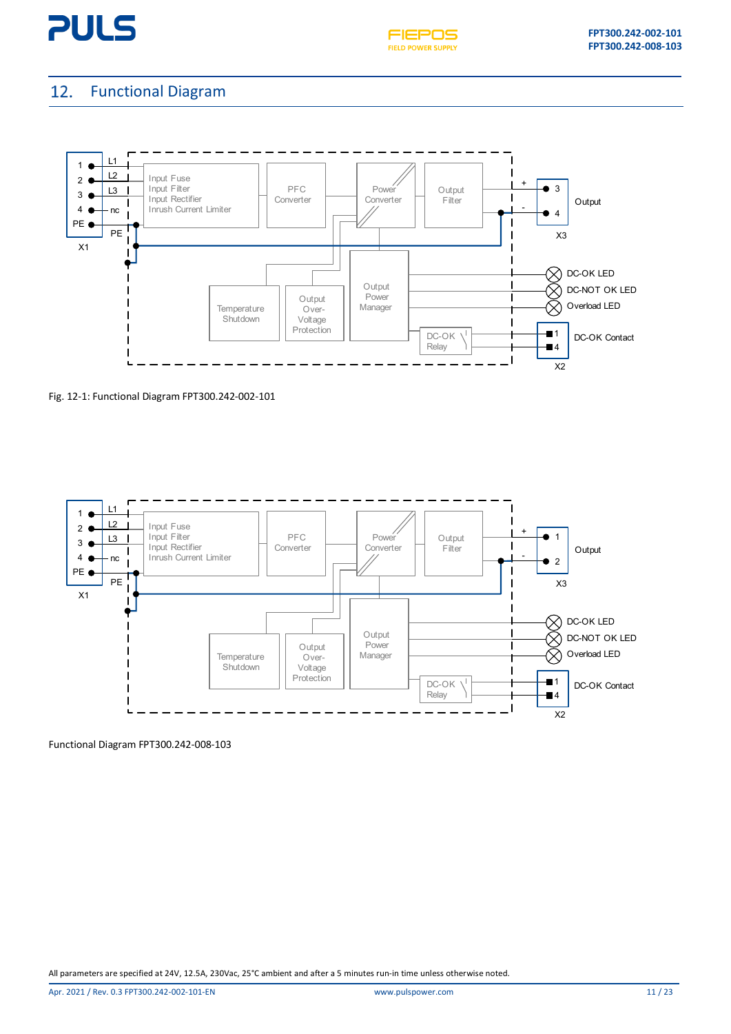# 12. Functional Diagram

Fig. 12-1: Functional Diagram FPT300.242-002-101

Functional Diagram FPT300.242-008-103

All parameters are specified at 24V, 12.5A, 230Vac, 25°C ambient and after a 5 minutes run-in time unless otherwise noted.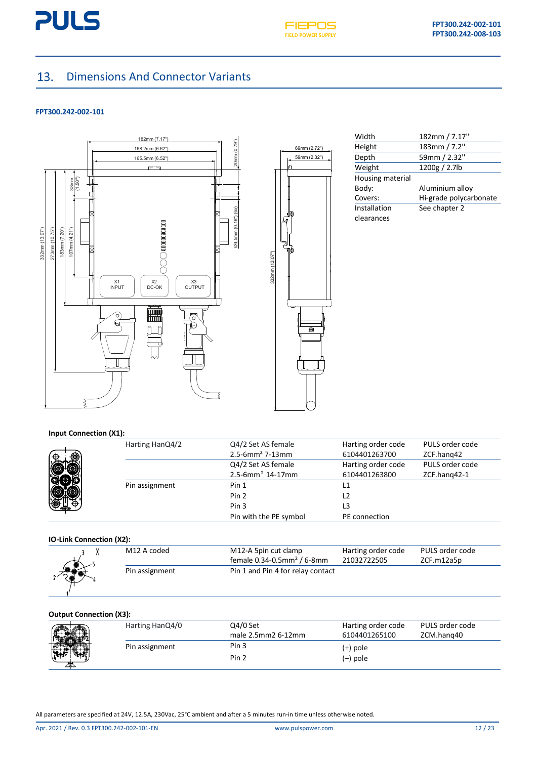## 13. Dimensions And Connector Variants

**FPT300.242-002-101**

| Width | 182mm / 7.17'' |
|---|---|
| Height | 183mm / 7.2'' |
| Depth | 59mm / 2.32'' |
| Weight | 1200g / 2.7lb |
| Housing material | |
| Body: | Aluminium alloy |
| Covers: | Hi-grade polycarbonate |
| Installation clearances | See chapter 2 |

**Input Connection (X1):**

| | | | |
|---|---|---|---|
| Harting HanQ4/2 | Q4/2 Set AS female 2.5-6mm² 7-13mm | Harting order code 6104401263700 | PULS order code ZCF.hanq42 |
| | Q4/2 Set AS female 2.5-6mm² 14-17mm | Harting order code 6104401263800 | PULS order code ZCF.hanq42-1 |
| Pin assignment | Pin 1 | L1 | |
| | Pin 2 | L2 | |
| | Pin 3 | L3 | |
| | Pin with the PE symbol | PE connection | |

**IO-Link Connection (X2):**

| | | | |
|---|---|---|---|
| M12 A coded | M12-A 5pin cut clamp female 0.34-0.5mm² / 6-8mm | Harting order code 21032722505 | PULS order code ZCF.m12a5p |
| Pin assignment | Pin 1 and Pin 4 for relay contact | | |

**Output Connection (X3):**

| | | | |
|---|---|---|---|
| Harting HanQ4/0 | Q4/0 Set male 2.5mm2 6-12mm | Harting order code 6104401265100 | PULS order code ZCM.hanq40 |
| Pin assignment | Pin 3 | (+) pole | |
| | Pin 2 | (–) pole | |

All parameters are specified at 24V, 12.5A, 230Vac, 25°C ambient and after a 5 minutes run-in time unless otherwise noted.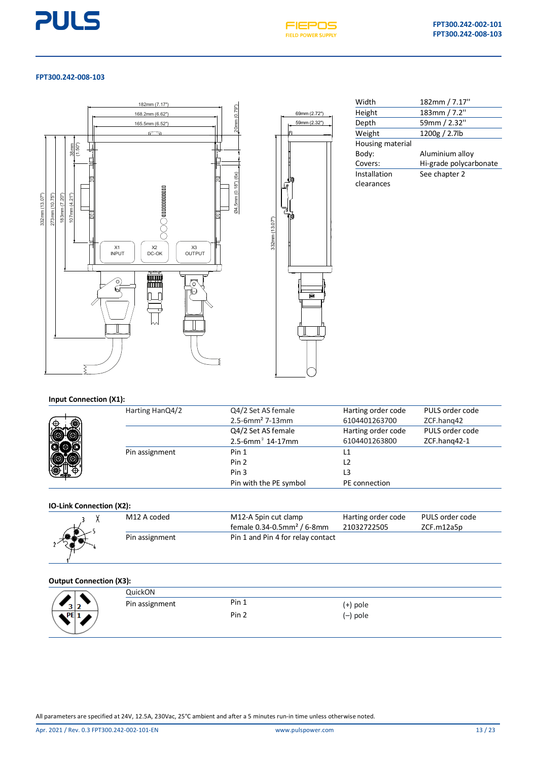## FPT300.242-008-103

| Width | 182mm / 7.17'' |
|---|---|
| Height | 183mm / 7.2'' |
| Depth | 59mm / 2.32'' |
| Weight | 1200g / 2.7lb |
| Housing material | |
| Body: | Aluminium alloy |
| Covers: | Hi-grade polycarbonate |
| Installation clearances | See chapter 2 |

### Input Connection (X1):

| | | | |
|---|---|---|---|
| Harting HanQ4/2 | Q4/2 Set AS female 2.5-6mm² 7-13mm | Harting order code 6104401263700 | PULS order code ZCF.hanq42 |
| | Q4/2 Set AS female 2.5-6mm² 14-17mm | Harting order code 6104401263800 | PULS order code ZCF.hanq42-1 |
| Pin assignment | Pin 1 | L1 | |
| | Pin 2 | L2 | |
| | Pin 3 | L3 | |
| | Pin with the PE symbol | PE connection | |

### IO-Link Connection (X2):

| | | | |
|---|---|---|---|
| M12 A coded | M12-A 5pin cut clamp female 0.34-0.5mm² / 6-8mm | Harting order code 21032722505 | PULS order code ZCF.m12a5p |
| Pin assignment | Pin 1 and Pin 4 for relay contact | | |

### Output Connection (X3):

| | | |
|---|---|---|
| QuickON | | |
| Pin assignment | Pin 1 | (+) pole |
| | Pin 2 | (–) pole |

All parameters are specified at 24V, 12.5A, 230Vac, 25°C ambient and after a 5 minutes run-in time unless otherwise noted.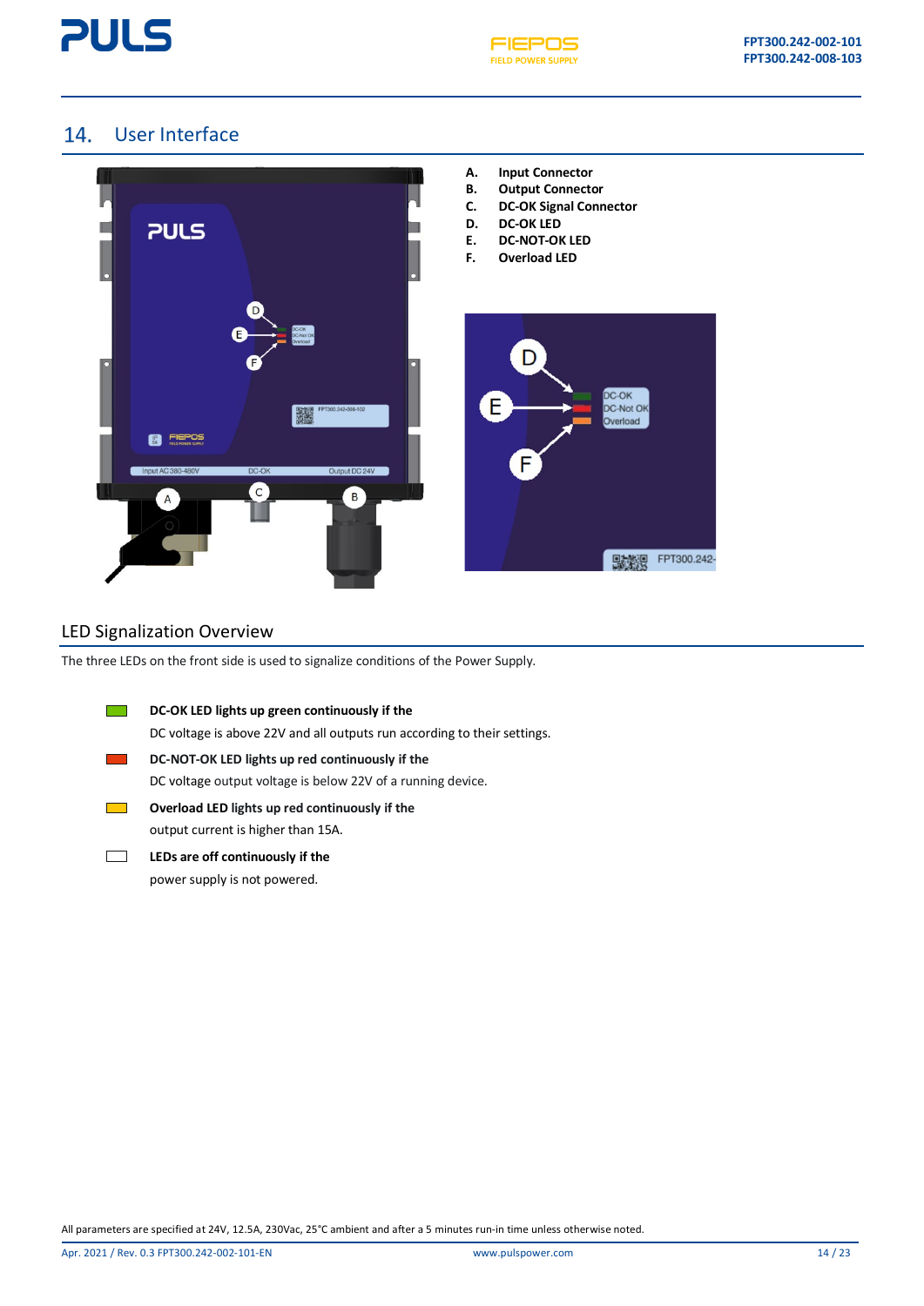# 14. User Interface

A. **Input Connector**
B. **Output Connector**
C. **DC-OK Signal Connector**
D. **DC-OK LED**
E. **DC-NOT-OK LED**
F. **Overload LED**

## LED Signalization Overview

The three LEDs on the front side is used to signalize conditions of the Power Supply.

**DC-OK LED lights up green continuously if the**
DC voltage is above 22V and all outputs run according to their settings.

**DC-NOT-OK LED lights up red continuously if the**
DC voltage output voltage is below 22V of a running device.

**Overload LED lights up red continuously if the**
output current is higher than 15A.

**LEDs are off continuously if the**
power supply is not powered.

All parameters are specified at 24V, 12.5A, 230Vac, 25°C ambient and after a 5 minutes run-in time unless otherwise noted.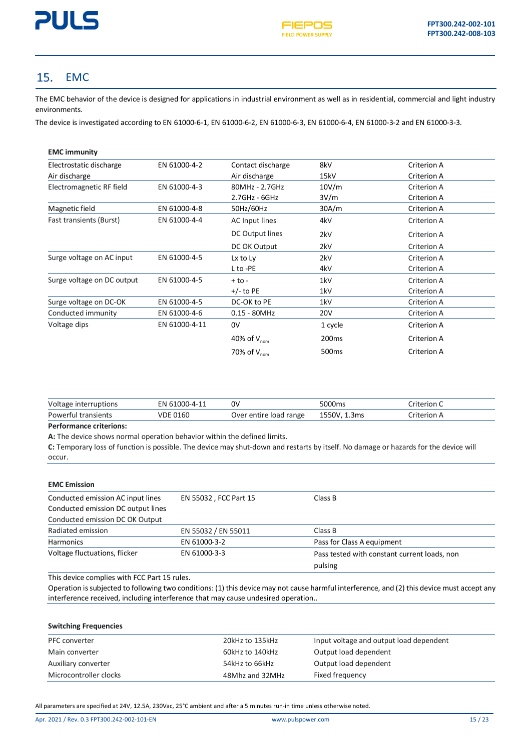## 15. EMC

The EMC behavior of the device is designed for applications in industrial environment as well as in residential, commercial and light industry environments.

The device is investigated according to EN 61000-6-1, EN 61000-6-2, EN 61000-6-3, EN 61000-6-4, EN 61000-3-2 and EN 61000-3-3.

**EMC immunity**

| | | | | |
|---|---|---|---|---|
| Electrostatic discharge | EN 61000-4-2 | Contact discharge | 8kV | Criterion A |
| Air discharge | | Air discharge | 15kV | Criterion A |
| Electromagnetic RF field | EN 61000-4-3 | 80MHz - 2.7GHz | 10V/m | Criterion A |
| | | 2.7GHz - 6GHz | 3V/m | Criterion A |
| Magnetic field | EN 61000-4-8 | 50Hz/60Hz | 30A/m | Criterion A |
| Fast transients (Burst) | EN 61000-4-4 | AC Input lines | 4kV | Criterion A |
| | | DC Output lines | 2kV | Criterion A |
| | | DC OK Output | 2kV | Criterion A |
| Surge voltage on AC input | EN 61000-4-5 | Lx to Ly | 2kV | Criterion A |
| | | L to -PE | 4kV | Criterion A |
| Surge voltage on DC output | EN 61000-4-5 | + to - | 1kV | Criterion A |
| | | +/- to PE | 1kV | Criterion A |
| Surge voltage on DC-OK | EN 61000-4-5 | DC-OK to PE | 1kV | Criterion A |
| Conducted immunity | EN 61000-4-6 | 0.15 - 80MHz | 20V | Criterion A |
| Voltage dips | EN 61000-4-11 | 0V | 1 cycle | Criterion A |
| | | 40% of $V_{nom}$ | 200ms | Criterion A |
| | | 70% of $V_{nom}$ | 500ms | Criterion A |
| Voltage interruptions | EN 61000-4-11 | 0V | 5000ms | Criterion C |
| Powerful transients | VDE 0160 | Over entire load range | 1550V, 1.3ms | Criterion A |

**Performance criterions:**

**A:** The device shows normal operation behavior within the defined limits.

**C:** Temporary loss of function is possible. The device may shut-down and restarts by itself. No damage or hazards for the device will occur.

**EMC Emission**

| | | |
|---|---|---|
| Conducted emission AC input lines<br>Conducted emission DC output lines<br>Conducted emission DC OK Output | EN 55032 , FCC Part 15 | Class B |
| Radiated emission | EN 55032 / EN 55011 | Class B |
| Harmonics | EN 61000-3-2 | Pass for Class A equipment |
| Voltage fluctuations, flicker | EN 61000-3-3 | Pass tested with constant current loads, non pulsing |

This device complies with FCC Part 15 rules.

Operation is subjected to following two conditions: (1) this device may not cause harmful interference, and (2) this device must accept any interference received, including interference that may cause undesired operation..

**Switching Frequencies**

| | | |
|---|---|---|
| PFC converter | 20kHz to 135kHz | Input voltage and output load dependent |
| Main converter | 60kHz to 140kHz | Output load dependent |
| Auxiliary converter | 54kHz to 66kHz | Output load dependent |
| Microcontroller clocks | 48Mhz and 32MHz | Fixed frequency |

All parameters are specified at 24V, 12.5A, 230Vac, 25°C ambient and after a 5 minutes run-in time unless otherwise noted.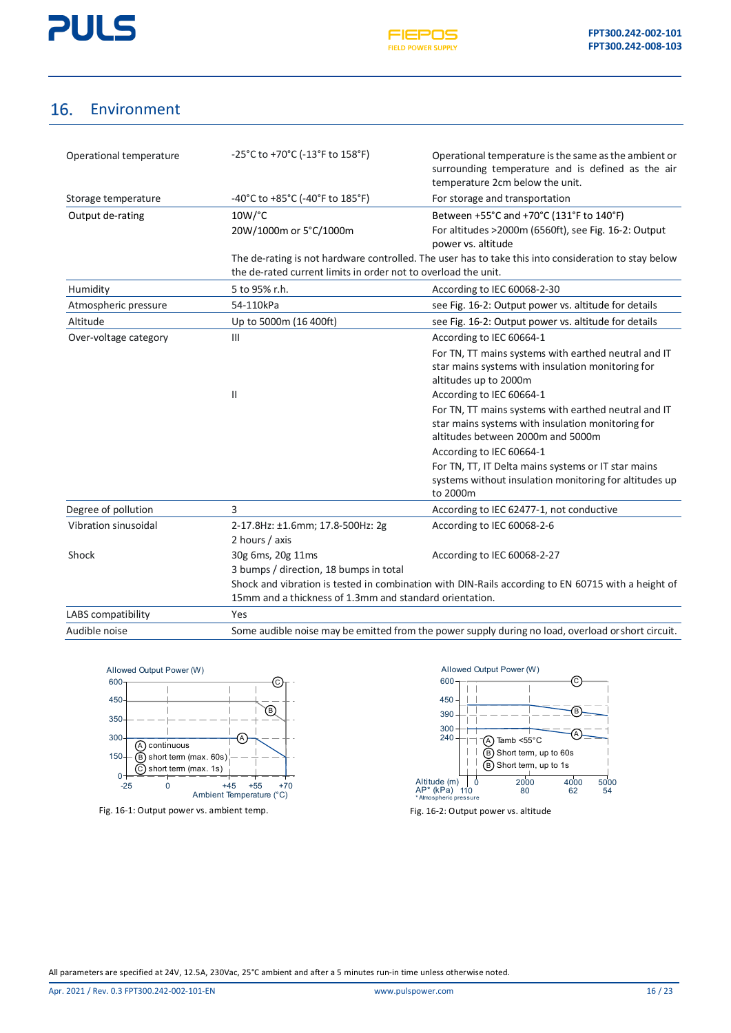## 16. Environment

| | | |
|---|---|---|
| Operational temperature | -25°C to +70°C (-13°F to 158°F) | Operational temperature is the same as the ambient or surrounding temperature and is defined as the air temperature 2cm below the unit. |
| Storage temperature | -40°C to +85°C (-40°F to 185°F) | For storage and transportation |
| Output de-rating | 10W/°C | Between +55°C and +70°C (131°F to 140°F) |
| | 20W/1000m or 5°C/1000m | For altitudes >2000m (6560ft), see Fig. 16-2: Output power vs. altitude |
| | The de-rating is not hardware controlled. The user has to take this into consideration to stay below the de-rated current limits in order to not overload the unit. | |
| Humidity | 5 to 95% r.h. | According to IEC 60068-2-30 |
| Atmospheric pressure | 54-110kPa | see Fig. 16-2: Output power vs. altitude for details |
| Altitude | Up to 5000m (16 400ft) | see Fig. 16-2: Output power vs. altitude for details |
| Over-voltage category | III | According to IEC 60664-1<br>For TN, TT mains systems with earthed neutral and IT star mains systems with insulation monitoring for altitudes up to 2000m |
| | II | According to IEC 60664-1<br>For TN, TT mains systems with earthed neutral and IT star mains systems with insulation monitoring for altitudes between 2000m and 5000m |
| | | According to IEC 60664-1<br>For TN, TT, IT Delta mains systems or IT star mains systems without insulation monitoring for altitudes up to 2000m |
| Degree of pollution | 3 | According to IEC 62477-1, not conductive |
| Vibration sinusoidal | 2-17.8Hz: ±1.6mm; 17.8-500Hz: 2g<br>2 hours / axis | According to IEC 60068-2-6 |
| Shock | 30g 6ms, 20g 11ms<br>3 bumps / direction, 18 bumps in total | According to IEC 60068-2-27 |
| | Shock and vibration is tested in combination with DIN-Rails according to EN 60715 with a height of 15mm and a thickness of 1.3mm and standard orientation. | |
| LABS compatibility | Yes | |
| Audible noise | Some audible noise may be emitted from the power supply during no load, overload or short circuit. | |

Fig. 16-1: Output power vs. ambient temp.

Fig. 16-2: Output power vs. altitude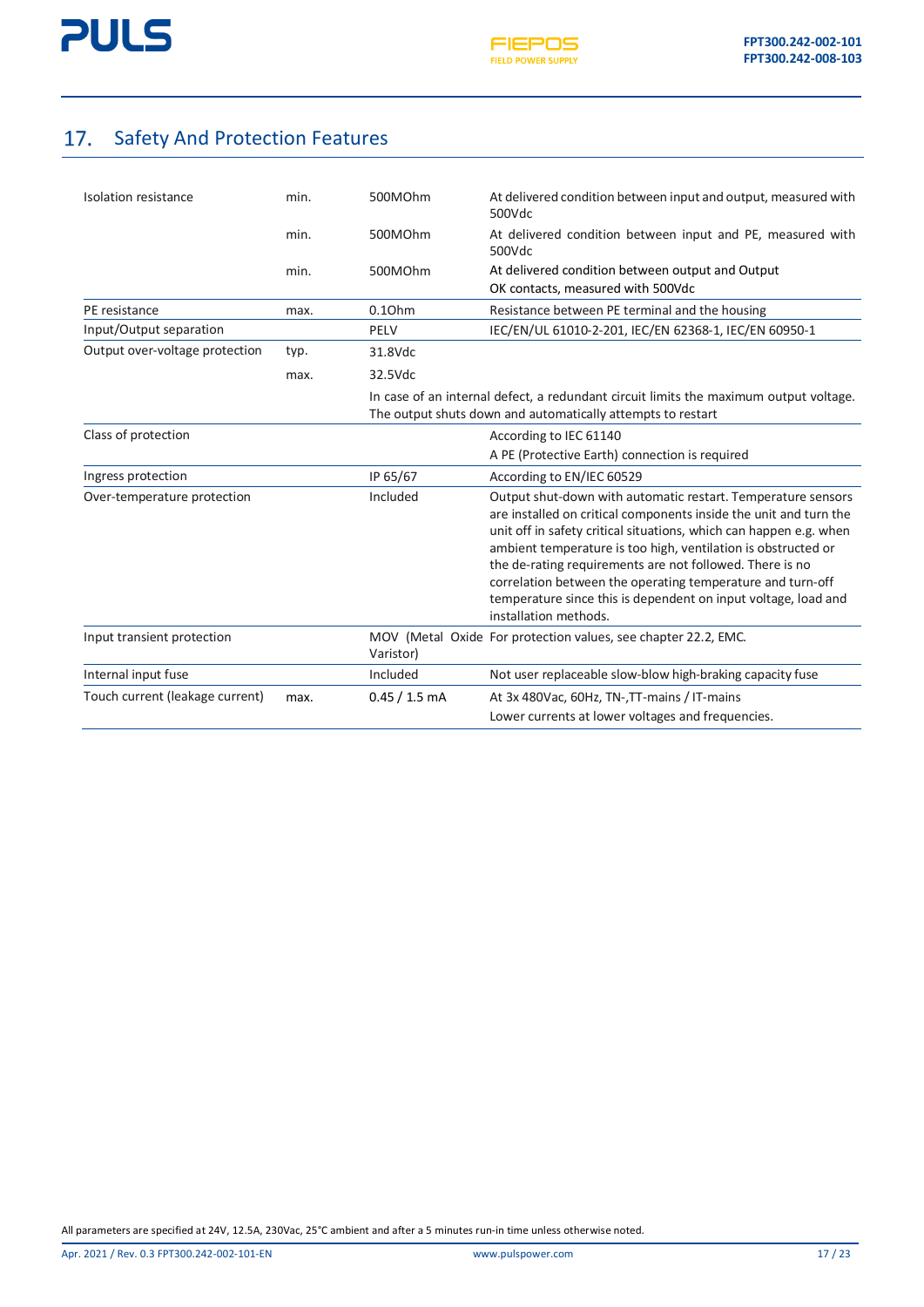## 17. Safety And Protection Features

| | | | |
|---|---|---|---|
| Isolation resistance | min. | 500MOhm | At delivered condition between input and output, measured with 500Vdc |
| | min. | 500MOhm | At delivered condition between input and PE, measured with 500Vdc |
| | min. | 500MOhm | At delivered condition between output and Output OK contacts, measured with 500Vdc |
| PE resistance | max. | 0.1Ohm | Resistance between PE terminal and the housing |
| Input/Output separation | | PELV | IEC/EN/UL 61010-2-201, IEC/EN 62368-1, IEC/EN 60950-1 |
| Output over-voltage protection | typ. | 31.8Vdc | |
| | max. | 32.5Vdc | |
| | | In case of an internal defect, a redundant circuit limits the maximum output voltage. The output shuts down and automatically attempts to restart | |
| Class of protection | | | According to IEC 61140<br>A PE (Protective Earth) connection is required |
| Ingress protection | | IP 65/67 | According to EN/IEC 60529 |
| Over-temperature protection | | Included | Output shut-down with automatic restart. Temperature sensors are installed on critical components inside the unit and turn the unit off in safety critical situations, which can happen e.g. when ambient temperature is too high, ventilation is obstructed or the de-rating requirements are not followed. There is no correlation between the operating temperature and turn-off temperature since this is dependent on input voltage, load and installation methods. |
| Input transient protection | | MOV (Metal Oxide Varistor) | For protection values, see chapter 22.2, EMC. |
| Internal input fuse | | Included | Not user replaceable slow-blow high-braking capacity fuse |
| Touch current (leakage current) | max. | 0.45 / 1.5 mA | At 3x 480Vac, 60Hz, TN-,TT-mains / IT-mains<br>Lower currents at lower voltages and frequencies. |

All parameters are specified at 24V, 12.5A, 230Vac, 25°C ambient and after a 5 minutes run-in time unless otherwise noted.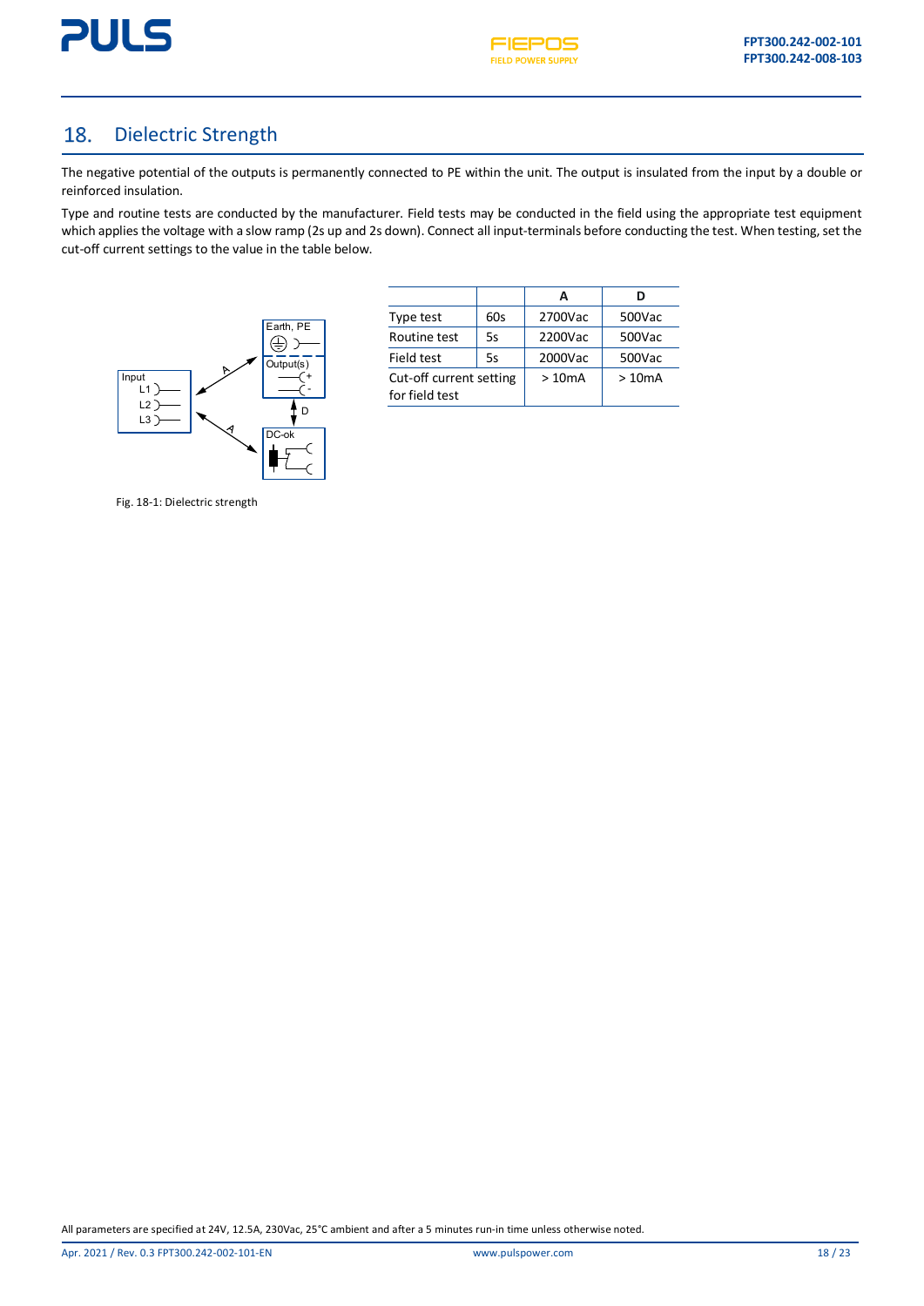## 18. Dielectric Strength

The negative potential of the outputs is permanently connected to PE within the unit. The output is insulated from the input by a double or reinforced insulation.

Type and routine tests are conducted by the manufacturer. Field tests may be conducted in the field using the appropriate test equipment which applies the voltage with a slow ramp (2s up and 2s down). Connect all input-terminals before conducting the test. When testing, set the cut-off current settings to the value in the table below.

| | | A | D |
|---|---|---|---|
| Type test | 60s | 2700Vac | 500Vac |
| Routine test | 5s | 2200Vac | 500Vac |
| Field test | 5s | 2000Vac | 500Vac |
| Cut-off current setting for field test | | > 10mA | > 10mA |

Fig. 18-1: Dielectric strength

All parameters are specified at 24V, 12.5A, 230Vac, 25°C ambient and after a 5 minutes run-in time unless otherwise noted.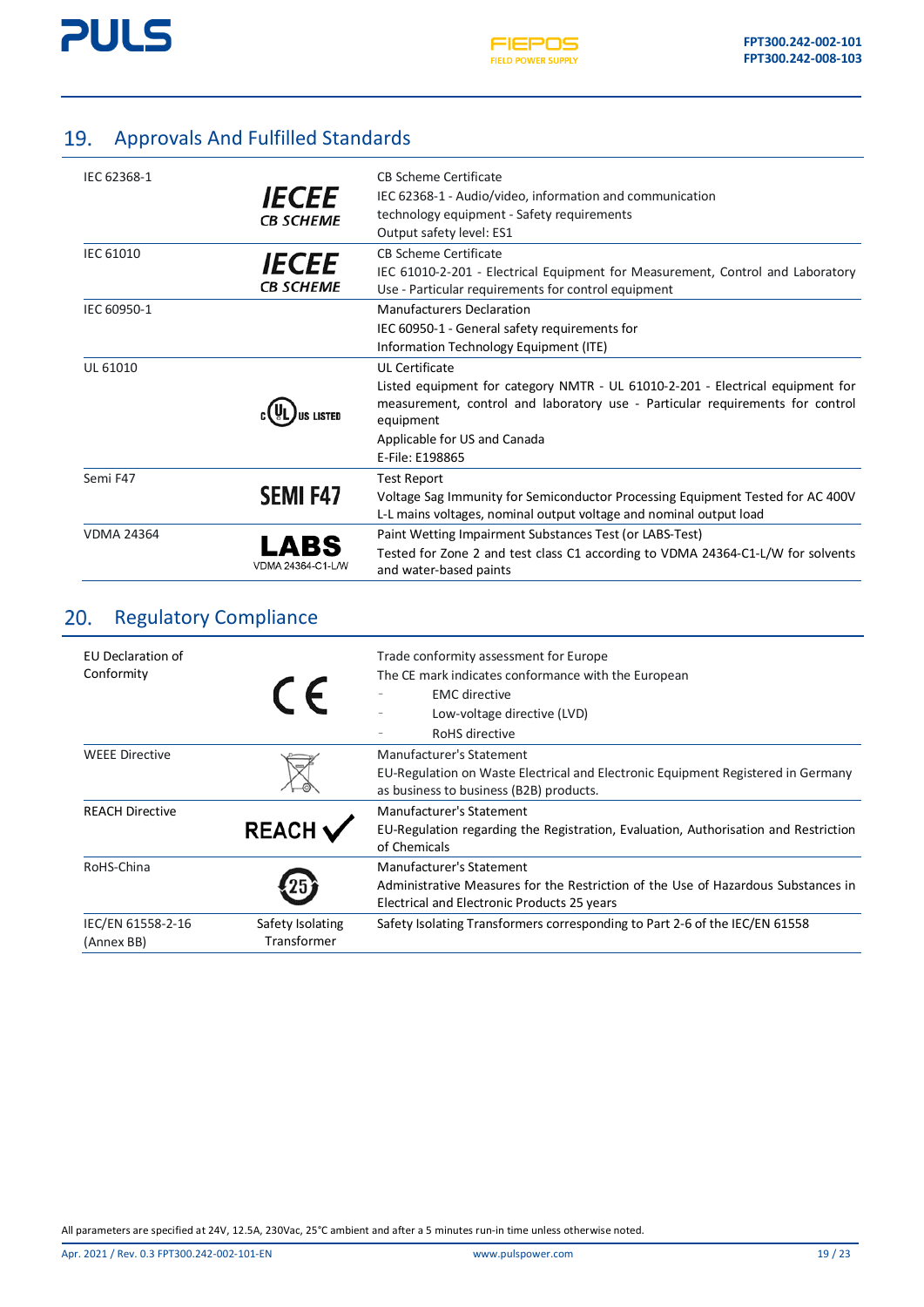## 19. Approvals And Fulfilled Standards

| | | |
|---|---|---|
| IEC 62368-1 | IECEE CB SCHEME | CB Scheme Certificate<br>IEC 62368-1 - Audio/video, information and communication technology equipment - Safety requirements<br>Output safety level: ES1 |
| IEC 61010 | IECEE CB SCHEME | CB Scheme Certificate<br>IEC 61010-2-201 - Electrical Equipment for Measurement, Control and Laboratory Use - Particular requirements for control equipment |
| IEC 60950-1 | | Manufacturers Declaration<br>IEC 60950-1 - General safety requirements for Information Technology Equipment (ITE) |
| UL 61010 | c UL US LISTED | UL Certificate<br>Listed equipment for category NMTR - UL 61010-2-201 - Electrical equipment for measurement, control and laboratory use - Particular requirements for control equipment<br>Applicable for US and Canada<br>E-File: E198865 |
| Semi F47 | SEMI F47 | Test Report<br>Voltage Sag Immunity for Semiconductor Processing Equipment Tested for AC 400V L-L mains voltages, nominal output voltage and nominal output load |
| VDMA 24364 | LABS<br>VDMA 24364-C1-L/W | Paint Wetting Impairment Substances Test (or LABS-Test)<br>Tested for Zone 2 and test class C1 according to VDMA 24364-C1-L/W for solvents and water-based paints |

## 20. Regulatory Compliance

| | | |
|---|---|---|
| EU Declaration of Conformity | CE | Trade conformity assessment for Europe<br>The CE mark indicates conformance with the European<br>- EMC directive<br>- Low-voltage directive (LVD)<br>- RoHS directive |
| WEEE Directive | | Manufacturer's Statement<br>EU-Regulation on Waste Electrical and Electronic Equipment Registered in Germany as business to business (B2B) products. |
| REACH Directive | REACH ✓ | Manufacturer's Statement<br>EU-Regulation regarding the Registration, Evaluation, Authorisation and Restriction of Chemicals |
| RoHS-China | 25 | Manufacturer's Statement<br>Administrative Measures for the Restriction of the Use of Hazardous Substances in Electrical and Electronic Products 25 years |
| IEC/EN 61558-2-16 (Annex BB) | Safety Isolating Transformer | Safety Isolating Transformers corresponding to Part 2-6 of the IEC/EN 61558 |

All parameters are specified at 24V, 12.5A, 230Vac, 25°C ambient and after a 5 minutes run-in time unless otherwise noted.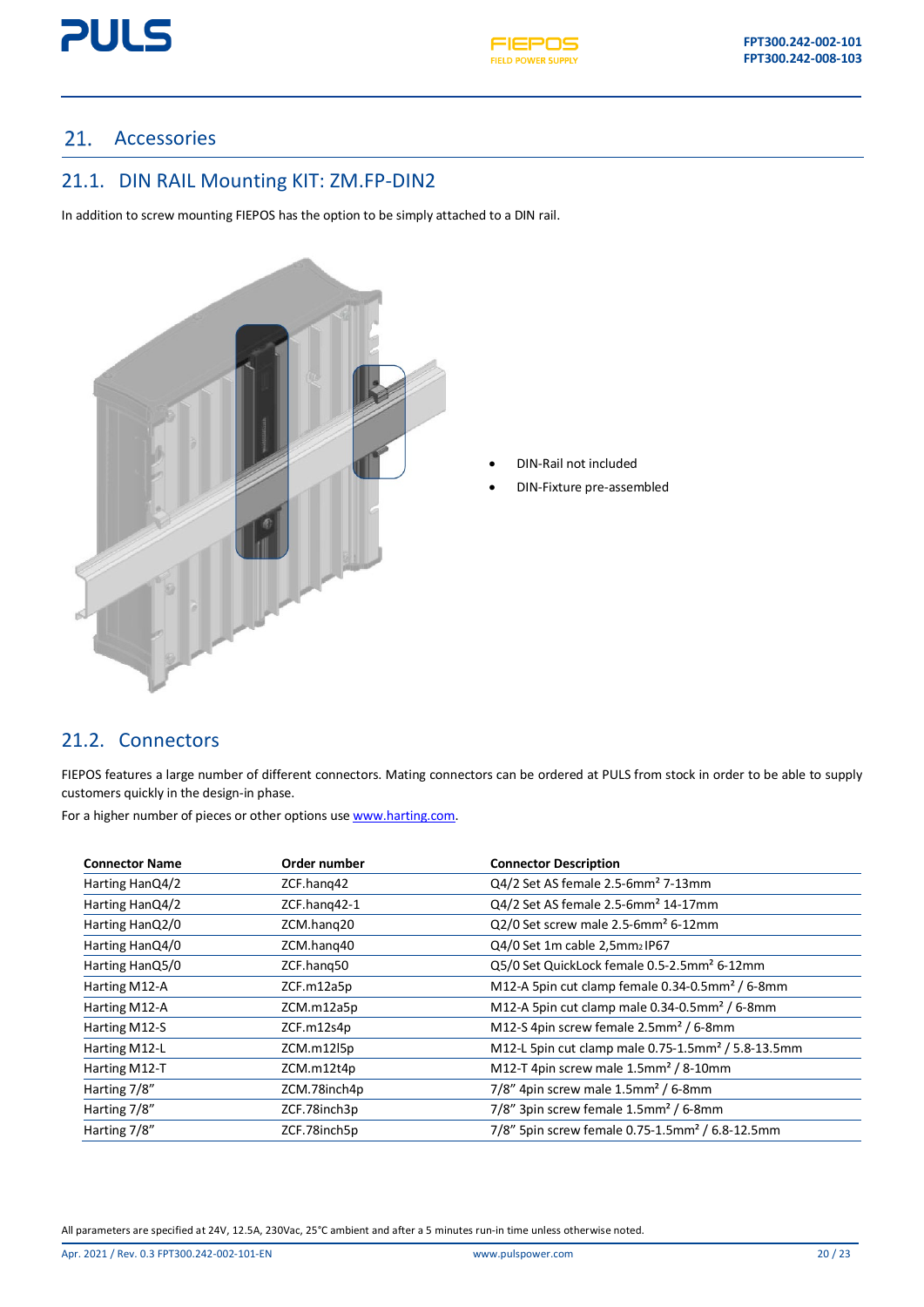# 21. Accessories

## 21.1. DIN RAIL Mounting KIT: ZM.FP-DIN2

In addition to screw mounting FIEPOS has the option to be simply attached to a DIN rail.

- DIN-Rail not included
- DIN-Fixture pre-assembled

## 21.2. Connectors

FIEPOS features a large number of different connectors. Mating connectors can be ordered at PULS from stock in order to be able to supply customers quickly in the design-in phase.

For a higher number of pieces or other options use www.harting.com.

| Connector Name | Order number | Connector Description |
|---|---|---|
| Harting HanQ4/2 | ZCF.hanq42 | Q4/2 Set AS female 2.5-6mm² 7-13mm |
| Harting HanQ4/2 | ZCF.hanq42-1 | Q4/2 Set AS female 2.5-6mm² 14-17mm |
| Harting HanQ2/0 | ZCM.hanq20 | Q2/0 Set screw male 2.5-6mm² 6-12mm |
| Harting HanQ4/0 | ZCM.hanq40 | Q4/0 Set 1m cable 2,5mm² IP67 |
| Harting HanQ5/0 | ZCF.hanq50 | Q5/0 Set QuickLock female 0.5-2.5mm² 6-12mm |
| Harting M12-A | ZCF.m12a5p | M12-A 5pin cut clamp female 0.34-0.5mm² / 6-8mm |
| Harting M12-A | ZCM.m12a5p | M12-A 5pin cut clamp male 0.34-0.5mm² / 6-8mm |
| Harting M12-S | ZCF.m12s4p | M12-S 4pin screw female 2.5mm² / 6-8mm |
| Harting M12-L | ZCM.m12l5p | M12-L 5pin cut clamp male 0.75-1.5mm² / 5.8-13.5mm |
| Harting M12-T | ZCM.m12t4p | M12-T 4pin screw male 1.5mm² / 8-10mm |
| Harting 7/8" | ZCM.78inch4p | 7/8" 4pin screw male 1.5mm² / 6-8mm |
| Harting 7/8" | ZCF.78inch3p | 7/8" 3pin screw female 1.5mm² / 6-8mm |
| Harting 7/8" | ZCF.78inch5p | 7/8" 5pin screw female 0.75-1.5mm² / 6.8-12.5mm |

All parameters are specified at 24V, 12.5A, 230Vac, 25°C ambient and after a 5 minutes run-in time unless otherwise noted.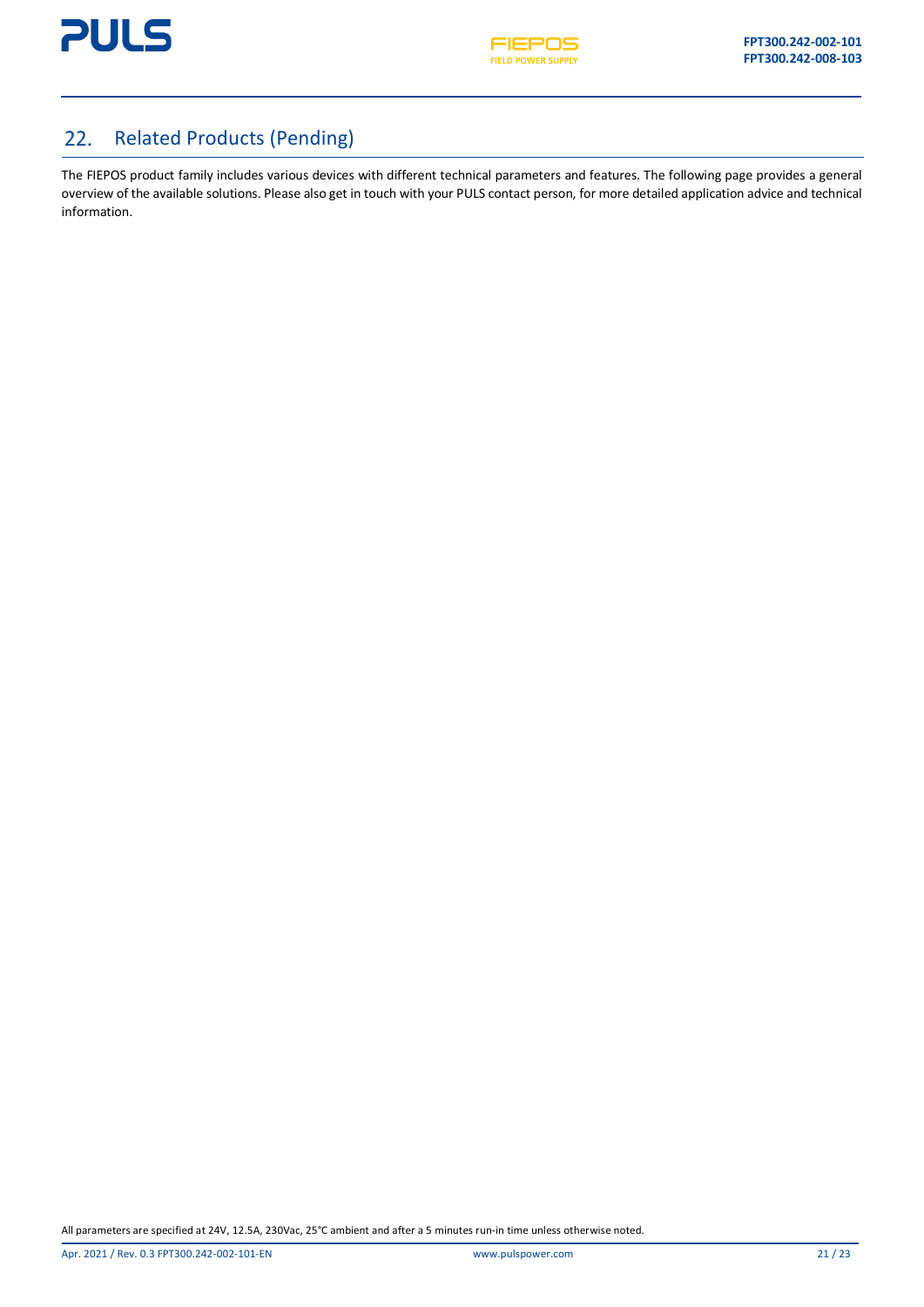## 22. Related Products (Pending)

The FIEPOS product family includes various devices with different technical parameters and features. The following page provides a general overview of the available solutions. Please also get in touch with your PULS contact person, for more detailed application advice and technical information.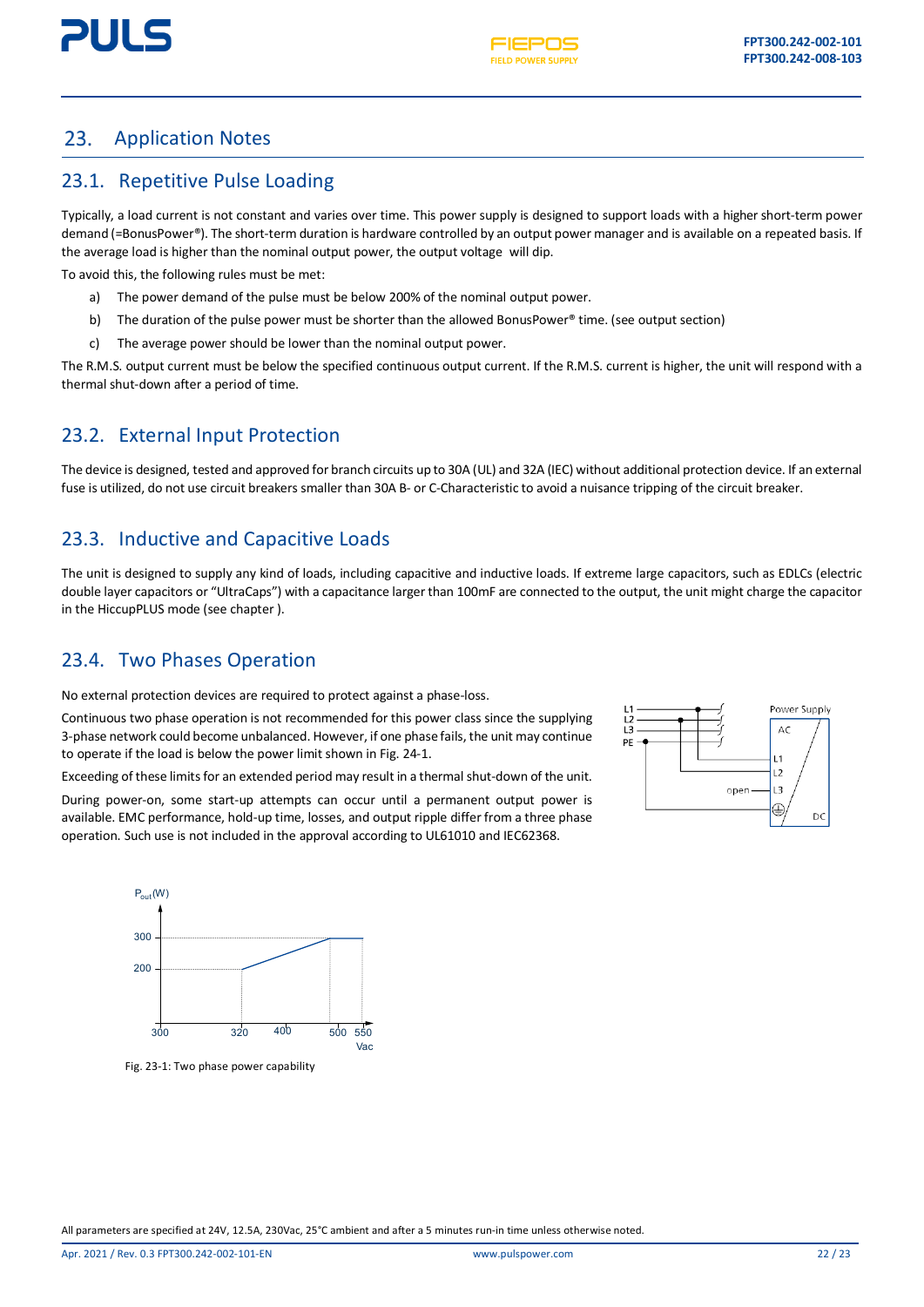# 23. Application Notes

## 23.1. Repetitive Pulse Loading

Typically, a load current is not constant and varies over time. This power supply is designed to support loads with a higher short-term power demand (=BonusPower®). The short-term duration is hardware controlled by an output power manager and is available on a repeated basis. If the average load is higher than the nominal output power, the output voltage will dip.

To avoid this, the following rules must be met:

a) The power demand of the pulse must be below 200% of the nominal output power.

b) The duration of the pulse power must be shorter than the allowed BonusPower® time. (see output section)

c) The average power should be lower than the nominal output power.

The R.M.S. output current must be below the specified continuous output current. If the R.M.S. current is higher, the unit will respond with a thermal shut-down after a period of time.

## 23.2. External Input Protection

The device is designed, tested and approved for branch circuits up to 30A (UL) and 32A (IEC) without additional protection device. If an external fuse is utilized, do not use circuit breakers smaller than 30A B- or C-Characteristic to avoid a nuisance tripping of the circuit breaker.

## 23.3. Inductive and Capacitive Loads

The unit is designed to supply any kind of loads, including capacitive and inductive loads. If extreme large capacitors, such as EDLCs (electric double layer capacitors or "UltraCaps") with a capacitance larger than 100mF are connected to the output, the unit might charge the capacitor in the HiccupPLUS mode (see chapter ).

## 23.4. Two Phases Operation

No external protection devices are required to protect against a phase-loss.

Continuous two phase operation is not recommended for this power class since the supplying 3-phase network could become unbalanced. However, if one phase fails, the unit may continue to operate if the load is below the power limit shown in Fig. 24-1.

Exceeding of these limits for an extended period may result in a thermal shut-down of the unit.

During power-on, some start-up attempts can occur until a permanent output power is available. EMC performance, hold-up time, losses, and output ripple differ from a three phase operation. Such use is not included in the approval according to UL61010 and IEC62368.

Fig. 23-1: Two phase power capability

All parameters are specified at 24V, 12.5A, 230Vac, 25°C ambient and after a 5 minutes run-in time unless otherwise noted.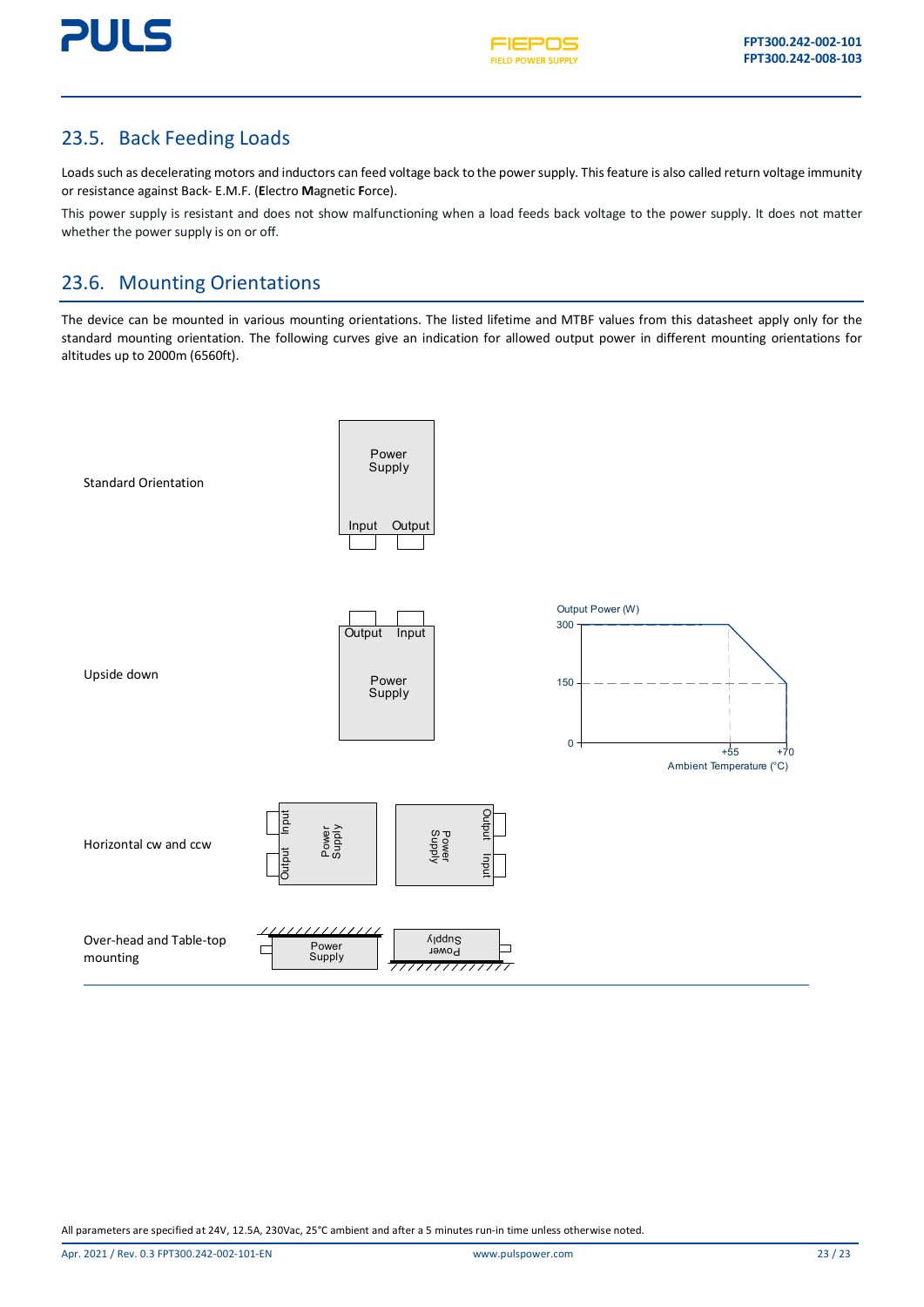## 23.5. Back Feeding Loads

Loads such as decelerating motors and inductors can feed voltage back to the power supply. This feature is also called return voltage immunity or resistance against Back- E.M.F. (**E**lectro **M**agnetic **F**orce).

This power supply is resistant and does not show malfunctioning when a load feeds back voltage to the power supply. It does not matter whether the power supply is on or off.

## 23.6. Mounting Orientations

The device can be mounted in various mounting orientations. The listed lifetime and MTBF values from this datasheet apply only for the standard mounting orientation. The following curves give an indication for allowed output power in different mounting orientations for altitudes up to 2000m (6560ft).

Standard Orientation

Power Supply
Input Output

Upside down

Output Input
Power Supply

Output Power (W)
300
150
0
+55
+70
Ambient Temperature (°C)

Horizontal cw and ccw

Input Output Power Supply
Power Supply Output Input

Over-head and Table-top mounting

Power Supply
Power Supply

All parameters are specified at 24V, 12.5A, 230Vac, 25°C ambient and after a 5 minutes run-in time unless otherwise noted.